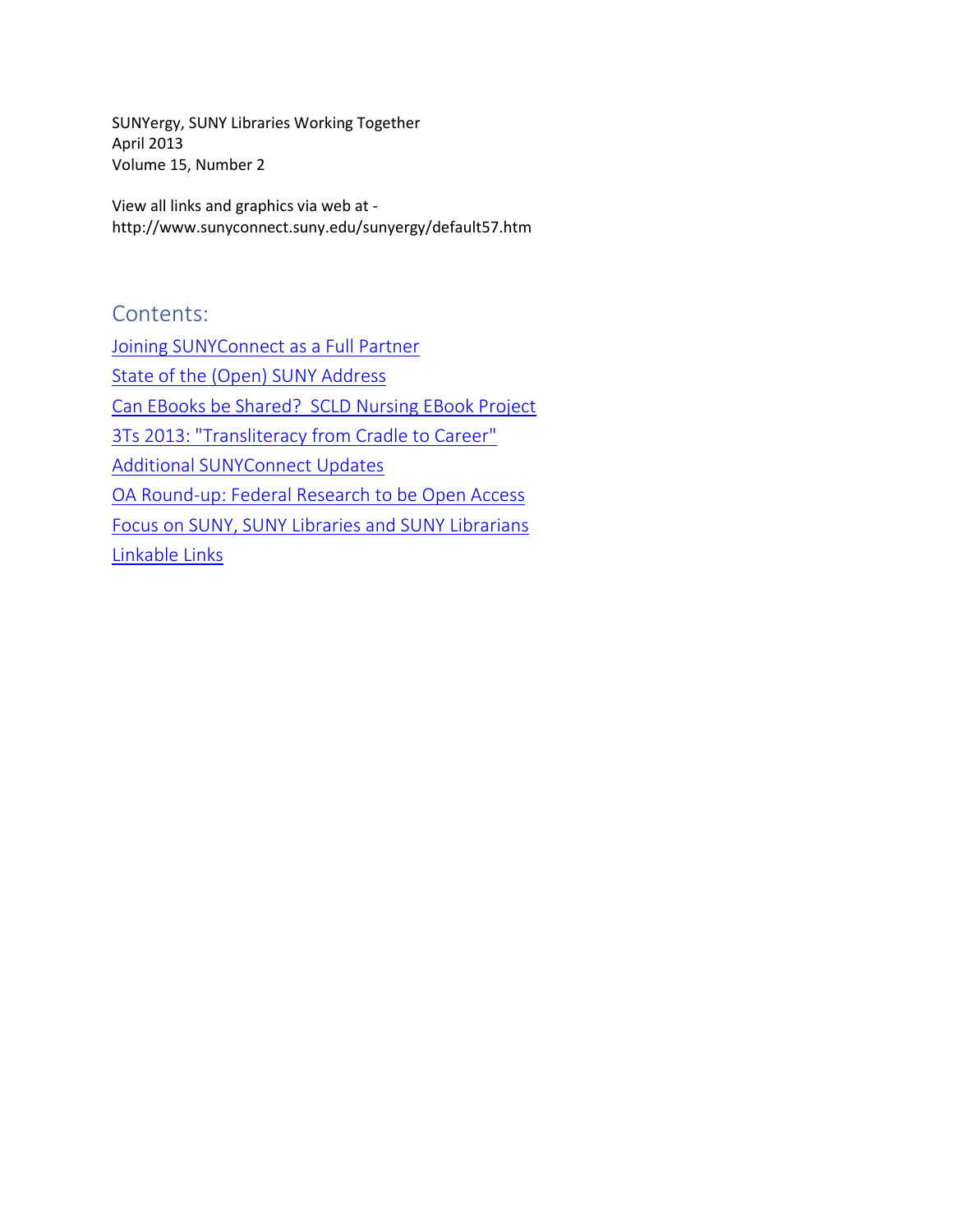SUNYergy, SUNY Libraries Working Together
April 2013
Volume 15, Number 2

View all links and graphics via web at -
http://www.sunyconnect.suny.edu/sunyergy/default57.htm

## Contents:

- Joining SUNYConnect as a Full Partner
- State of the (Open) SUNY Address
- Can EBooks be Shared? SCLD Nursing EBook Project
- 3Ts 2013: "Transliteracy from Cradle to Career"
- Additional SUNYConnect Updates
- OA Round-up: Federal Research to be Open Access
- Focus on SUNY, SUNY Libraries and SUNY Librarians
- Linkable Links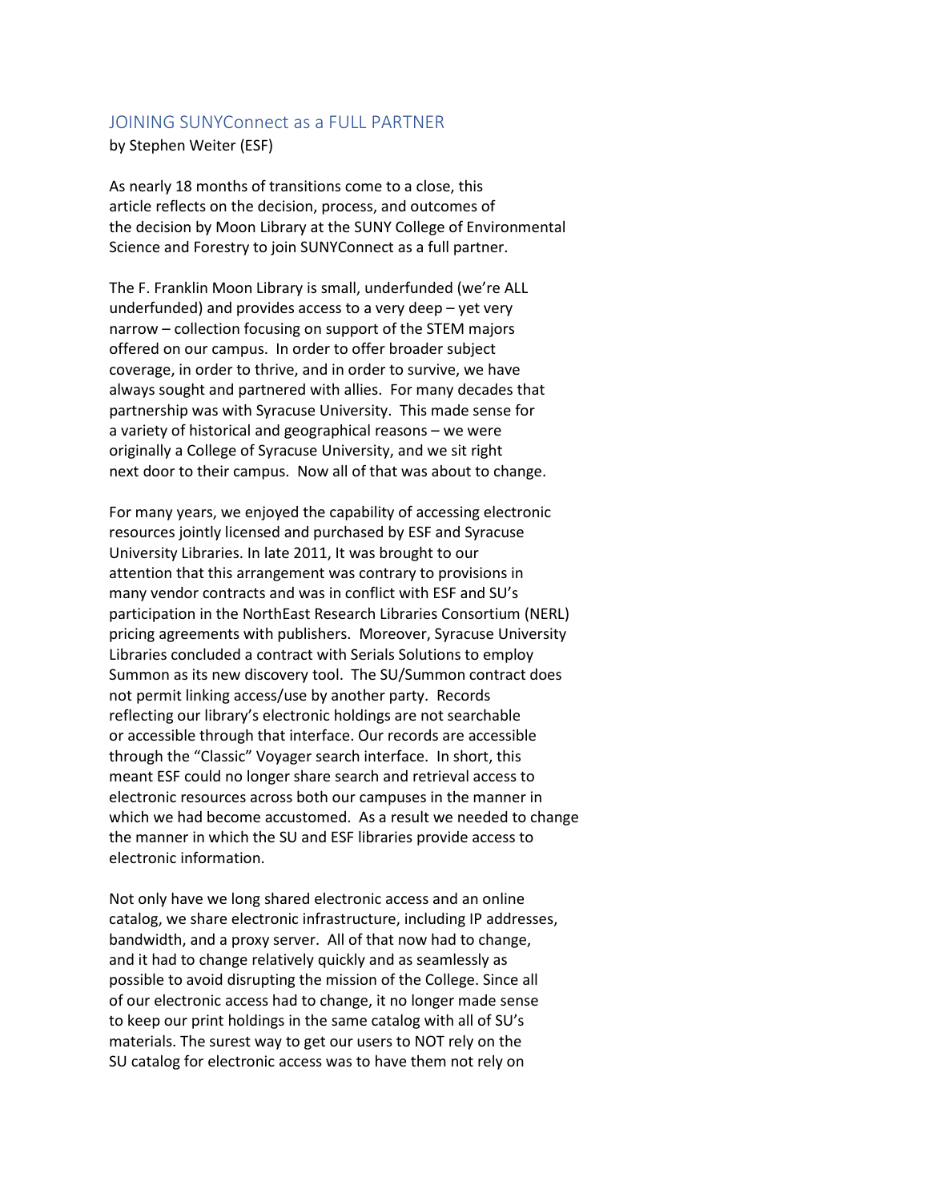## JOINING SUNYConnect as a FULL PARTNER

by Stephen Weiter (ESF)

As nearly 18 months of transitions come to a close, this article reflects on the decision, process, and outcomes of the decision by Moon Library at the SUNY College of Environmental Science and Forestry to join SUNYConnect as a full partner.

The F. Franklin Moon Library is small, underfunded (we're ALL underfunded) and provides access to a very deep – yet very narrow – collection focusing on support of the STEM majors offered on our campus. In order to offer broader subject coverage, in order to thrive, and in order to survive, we have always sought and partnered with allies. For many decades that partnership was with Syracuse University. This made sense for a variety of historical and geographical reasons – we were originally a College of Syracuse University, and we sit right next door to their campus. Now all of that was about to change.

For many years, we enjoyed the capability of accessing electronic resources jointly licensed and purchased by ESF and Syracuse University Libraries. In late 2011, It was brought to our attention that this arrangement was contrary to provisions in many vendor contracts and was in conflict with ESF and SU's participation in the NorthEast Research Libraries Consortium (NERL) pricing agreements with publishers. Moreover, Syracuse University Libraries concluded a contract with Serials Solutions to employ Summon as its new discovery tool. The SU/Summon contract does not permit linking access/use by another party. Records reflecting our library's electronic holdings are not searchable or accessible through that interface. Our records are accessible through the "Classic" Voyager search interface. In short, this meant ESF could no longer share search and retrieval access to electronic resources across both our campuses in the manner in which we had become accustomed. As a result we needed to change the manner in which the SU and ESF libraries provide access to electronic information.

Not only have we long shared electronic access and an online catalog, we share electronic infrastructure, including IP addresses, bandwidth, and a proxy server. All of that now had to change, and it had to change relatively quickly and as seamlessly as possible to avoid disrupting the mission of the College. Since all of our electronic access had to change, it no longer made sense to keep our print holdings in the same catalog with all of SU's materials. The surest way to get our users to NOT rely on the SU catalog for electronic access was to have them not rely on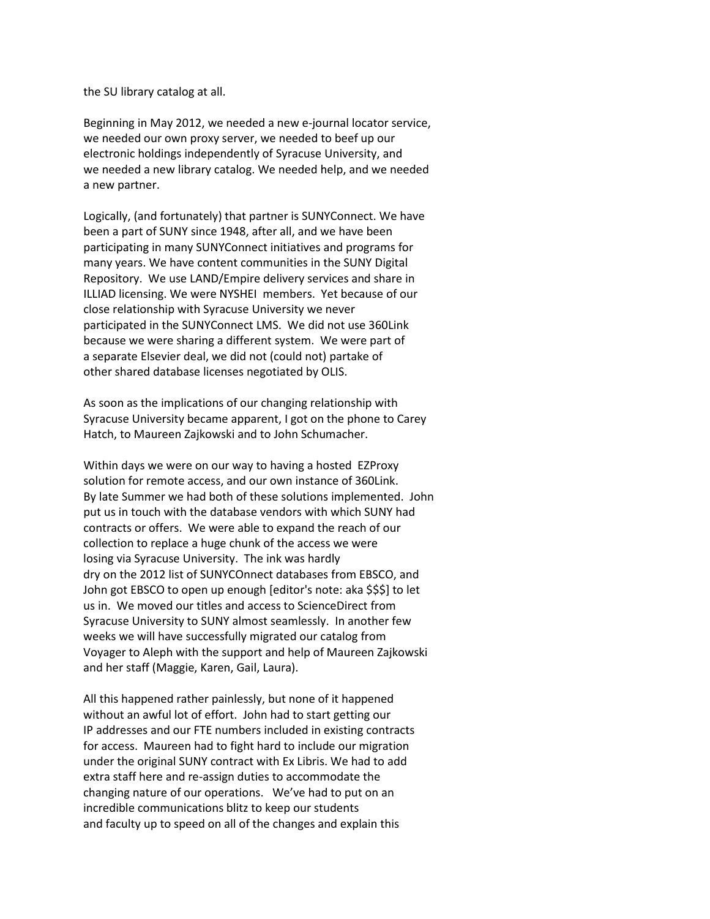the SU library catalog at all.

Beginning in May 2012, we needed a new e-journal locator service, we needed our own proxy server, we needed to beef up our electronic holdings independently of Syracuse University, and we needed a new library catalog. We needed help, and we needed a new partner.

Logically, (and fortunately) that partner is SUNYConnect. We have been a part of SUNY since 1948, after all, and we have been participating in many SUNYConnect initiatives and programs for many years. We have content communities in the SUNY Digital Repository. We use LAND/Empire delivery services and share in ILLIAD licensing. We were NYSHEI members. Yet because of our close relationship with Syracuse University we never participated in the SUNYConnect LMS. We did not use 360Link because we were sharing a different system. We were part of a separate Elsevier deal, we did not (could not) partake of other shared database licenses negotiated by OLIS.

As soon as the implications of our changing relationship with Syracuse University became apparent, I got on the phone to Carey Hatch, to Maureen Zajkowski and to John Schumacher.

Within days we were on our way to having a hosted EZProxy solution for remote access, and our own instance of 360Link. By late Summer we had both of these solutions implemented. John put us in touch with the database vendors with which SUNY had contracts or offers. We were able to expand the reach of our collection to replace a huge chunk of the access we were losing via Syracuse University. The ink was hardly dry on the 2012 list of SUNYCOnnect databases from EBSCO, and John got EBSCO to open up enough [editor's note: aka $$$] to let us in. We moved our titles and access to ScienceDirect from Syracuse University to SUNY almost seamlessly. In another few weeks we will have successfully migrated our catalog from Voyager to Aleph with the support and help of Maureen Zajkowski and her staff (Maggie, Karen, Gail, Laura).

All this happened rather painlessly, but none of it happened without an awful lot of effort. John had to start getting our IP addresses and our FTE numbers included in existing contracts for access. Maureen had to fight hard to include our migration under the original SUNY contract with Ex Libris. We had to add extra staff here and re-assign duties to accommodate the changing nature of our operations. We've had to put on an incredible communications blitz to keep our students and faculty up to speed on all of the changes and explain this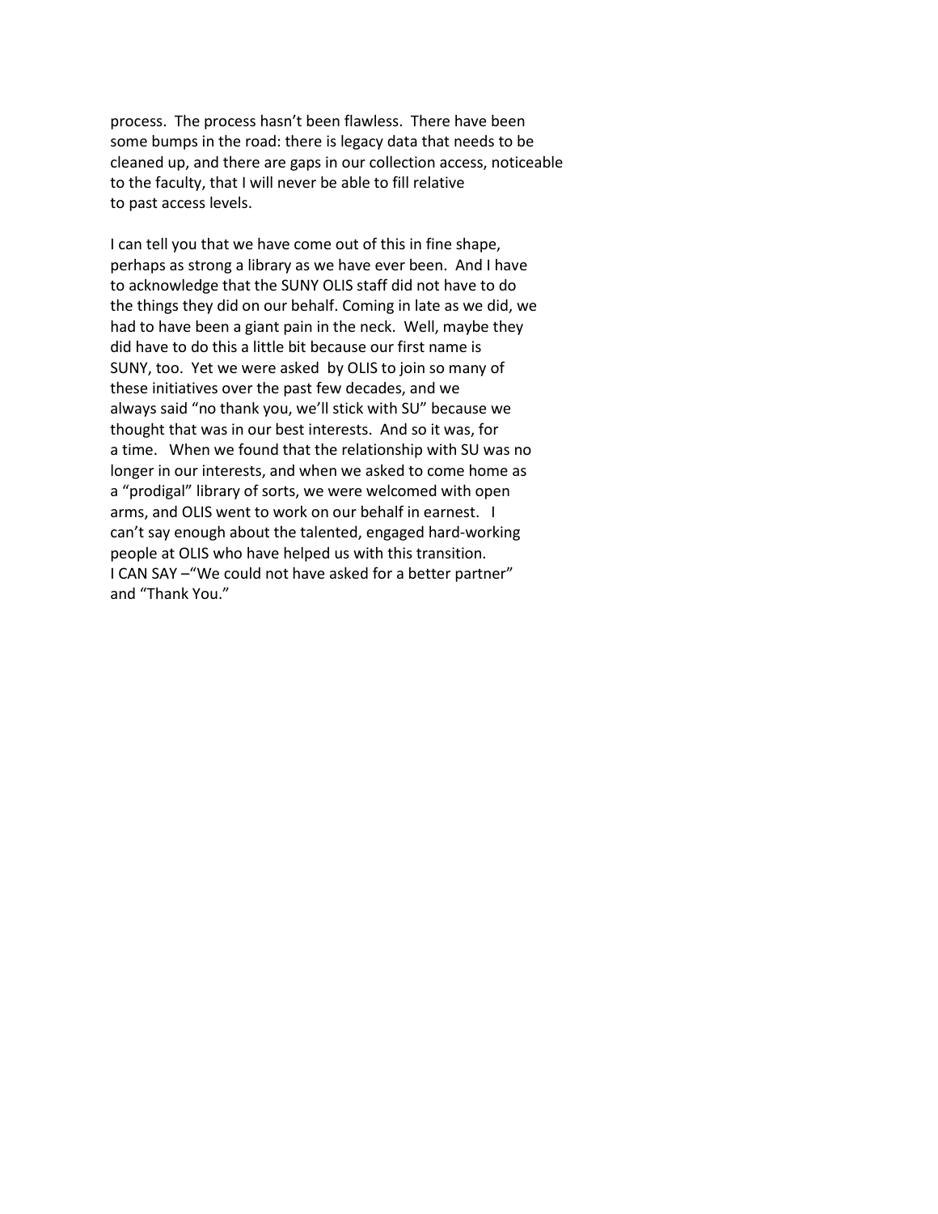process. The process hasn't been flawless. There have been some bumps in the road: there is legacy data that needs to be cleaned up, and there are gaps in our collection access, noticeable to the faculty, that I will never be able to fill relative to past access levels.

I can tell you that we have come out of this in fine shape, perhaps as strong a library as we have ever been. And I have to acknowledge that the SUNY OLIS staff did not have to do the things they did on our behalf. Coming in late as we did, we had to have been a giant pain in the neck. Well, maybe they did have to do this a little bit because our first name is SUNY, too. Yet we were asked by OLIS to join so many of these initiatives over the past few decades, and we always said "no thank you, we'll stick with SU" because we thought that was in our best interests. And so it was, for a time. When we found that the relationship with SU was no longer in our interests, and when we asked to come home as a "prodigal" library of sorts, we were welcomed with open arms, and OLIS went to work on our behalf in earnest. I can't say enough about the talented, engaged hard-working people at OLIS who have helped us with this transition. I CAN SAY –"We could not have asked for a better partner" and "Thank You."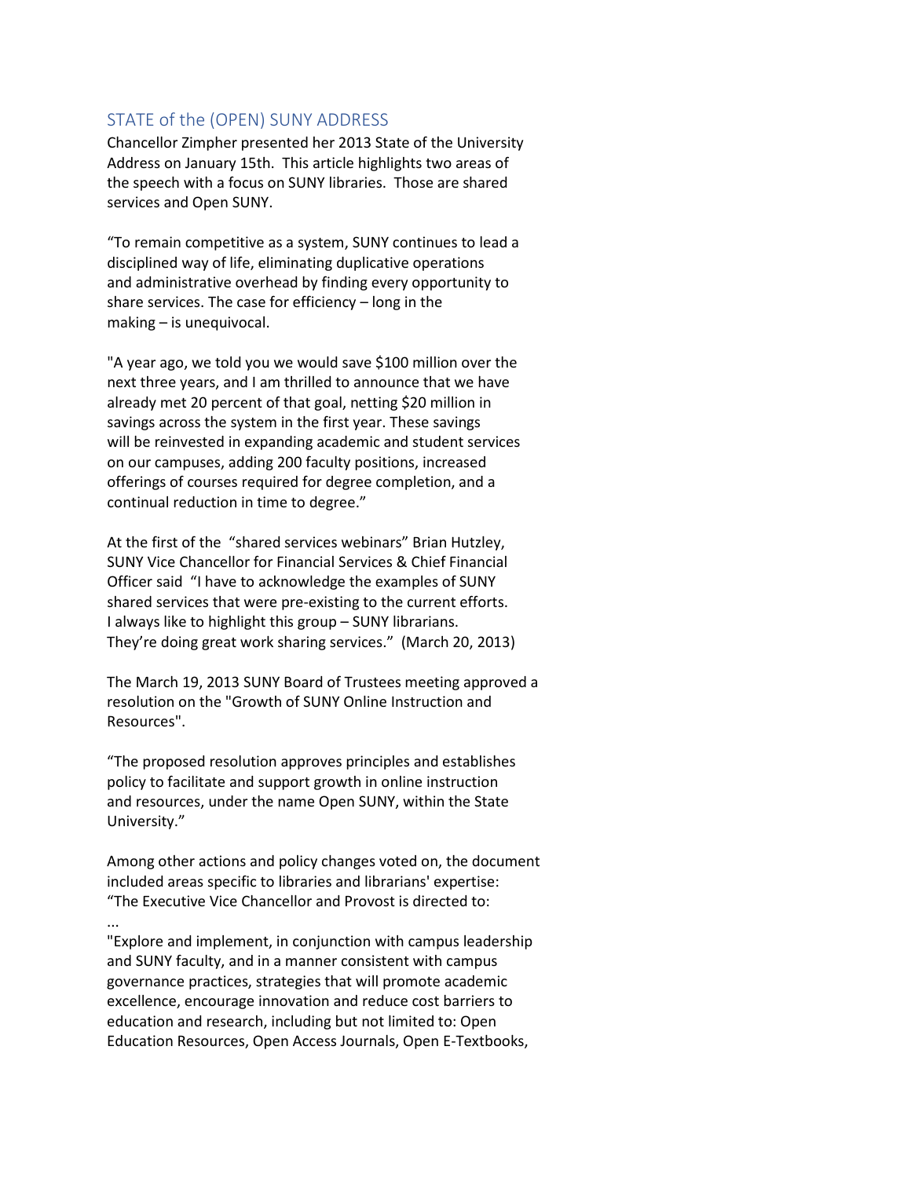## STATE of the (OPEN) SUNY ADDRESS

Chancellor Zimpher presented her 2013 State of the University Address on January 15th. This article highlights two areas of the speech with a focus on SUNY libraries. Those are shared services and Open SUNY.

"To remain competitive as a system, SUNY continues to lead a disciplined way of life, eliminating duplicative operations and administrative overhead by finding every opportunity to share services. The case for efficiency – long in the making – is unequivocal.

"A year ago, we told you we would save $100 million over the next three years, and I am thrilled to announce that we have already met 20 percent of that goal, netting $20 million in savings across the system in the first year. These savings will be reinvested in expanding academic and student services on our campuses, adding 200 faculty positions, increased offerings of courses required for degree completion, and a continual reduction in time to degree."

At the first of the "shared services webinars" Brian Hutzley, SUNY Vice Chancellor for Financial Services & Chief Financial Officer said "I have to acknowledge the examples of SUNY shared services that were pre-existing to the current efforts. I always like to highlight this group – SUNY librarians. They're doing great work sharing services." (March 20, 2013)

The March 19, 2013 SUNY Board of Trustees meeting approved a resolution on the "Growth of SUNY Online Instruction and Resources".

"The proposed resolution approves principles and establishes policy to facilitate and support growth in online instruction and resources, under the name Open SUNY, within the State University."

Among other actions and policy changes voted on, the document included areas specific to libraries and librarians' expertise:
"The Executive Vice Chancellor and Provost is directed to:
...
"Explore and implement, in conjunction with campus leadership and SUNY faculty, and in a manner consistent with campus governance practices, strategies that will promote academic excellence, encourage innovation and reduce cost barriers to education and research, including but not limited to: Open Education Resources, Open Access Journals, Open E-Textbooks,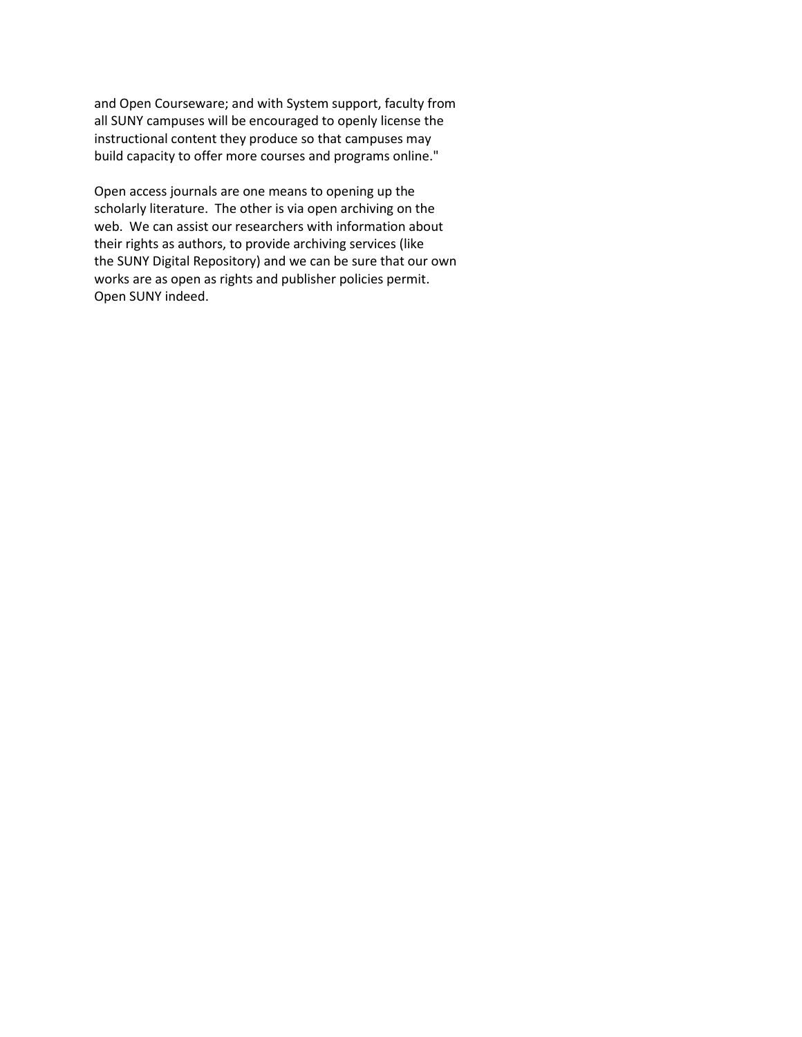and Open Courseware; and with System support, faculty from all SUNY campuses will be encouraged to openly license the instructional content they produce so that campuses may build capacity to offer more courses and programs online."

Open access journals are one means to opening up the scholarly literature. The other is via open archiving on the web. We can assist our researchers with information about their rights as authors, to provide archiving services (like the SUNY Digital Repository) and we can be sure that our own works are as open as rights and publisher policies permit. Open SUNY indeed.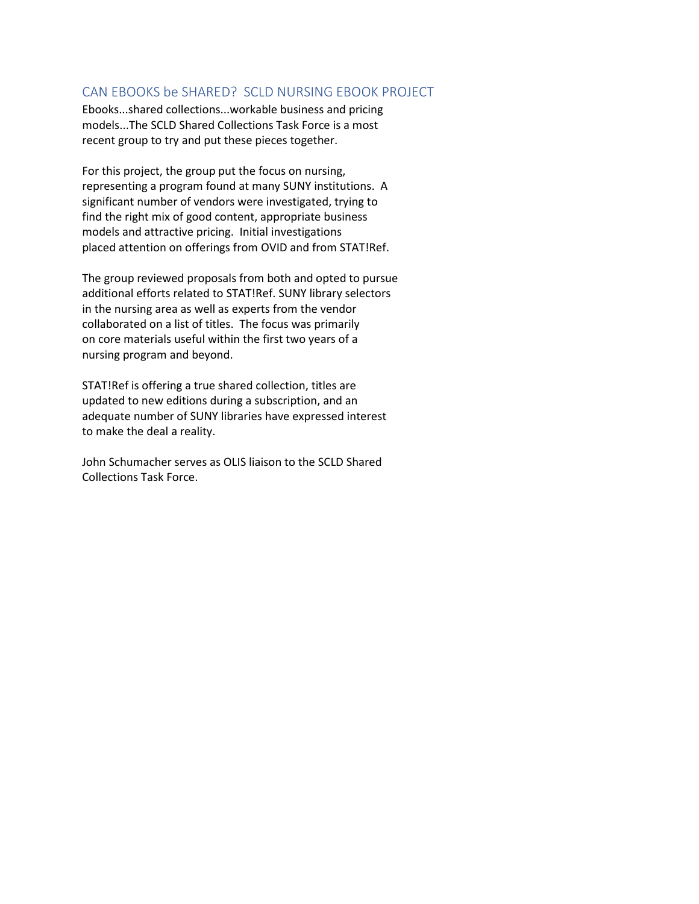## CAN EBOOKS be SHARED? SCLD NURSING EBOOK PROJECT

Ebooks...shared collections...workable business and pricing models...The SCLD Shared Collections Task Force is a most recent group to try and put these pieces together.

For this project, the group put the focus on nursing, representing a program found at many SUNY institutions. A significant number of vendors were investigated, trying to find the right mix of good content, appropriate business models and attractive pricing. Initial investigations placed attention on offerings from OVID and from STAT!Ref.

The group reviewed proposals from both and opted to pursue additional efforts related to STAT!Ref. SUNY library selectors in the nursing area as well as experts from the vendor collaborated on a list of titles. The focus was primarily on core materials useful within the first two years of a nursing program and beyond.

STAT!Ref is offering a true shared collection, titles are updated to new editions during a subscription, and an adequate number of SUNY libraries have expressed interest to make the deal a reality.

John Schumacher serves as OLIS liaison to the SCLD Shared Collections Task Force.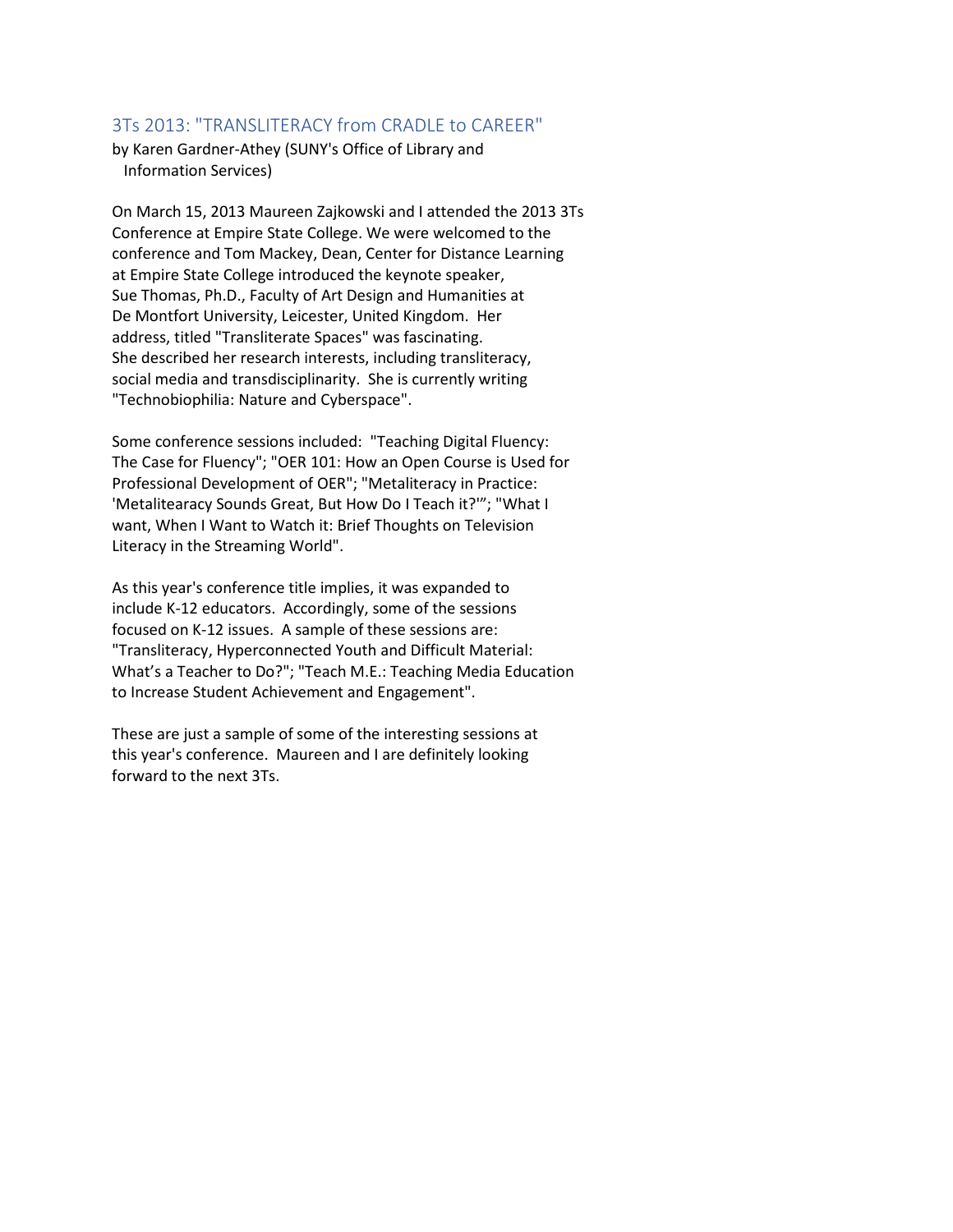## 3Ts 2013: "TRANSLITERACY from CRADLE to CAREER"

by Karen Gardner-Athey (SUNY's Office of Library and Information Services)

On March 15, 2013 Maureen Zajkowski and I attended the 2013 3Ts Conference at Empire State College. We were welcomed to the conference and Tom Mackey, Dean, Center for Distance Learning at Empire State College introduced the keynote speaker, Sue Thomas, Ph.D., Faculty of Art Design and Humanities at De Montfort University, Leicester, United Kingdom. Her address, titled "Transliterate Spaces" was fascinating. She described her research interests, including transliteracy, social media and transdisciplinarity. She is currently writing "Technobiophilia: Nature and Cyberspace".

Some conference sessions included: "Teaching Digital Fluency: The Case for Fluency"; "OER 101: How an Open Course is Used for Professional Development of OER"; "Metaliteracy in Practice: 'Metalitearacy Sounds Great, But How Do I Teach it?'"; "What I want, When I Want to Watch it: Brief Thoughts on Television Literacy in the Streaming World".

As this year's conference title implies, it was expanded to include K-12 educators. Accordingly, some of the sessions focused on K-12 issues. A sample of these sessions are: "Transliteracy, Hyperconnected Youth and Difficult Material: What's a Teacher to Do?"; "Teach M.E.: Teaching Media Education to Increase Student Achievement and Engagement".

These are just a sample of some of the interesting sessions at this year's conference. Maureen and I are definitely looking forward to the next 3Ts.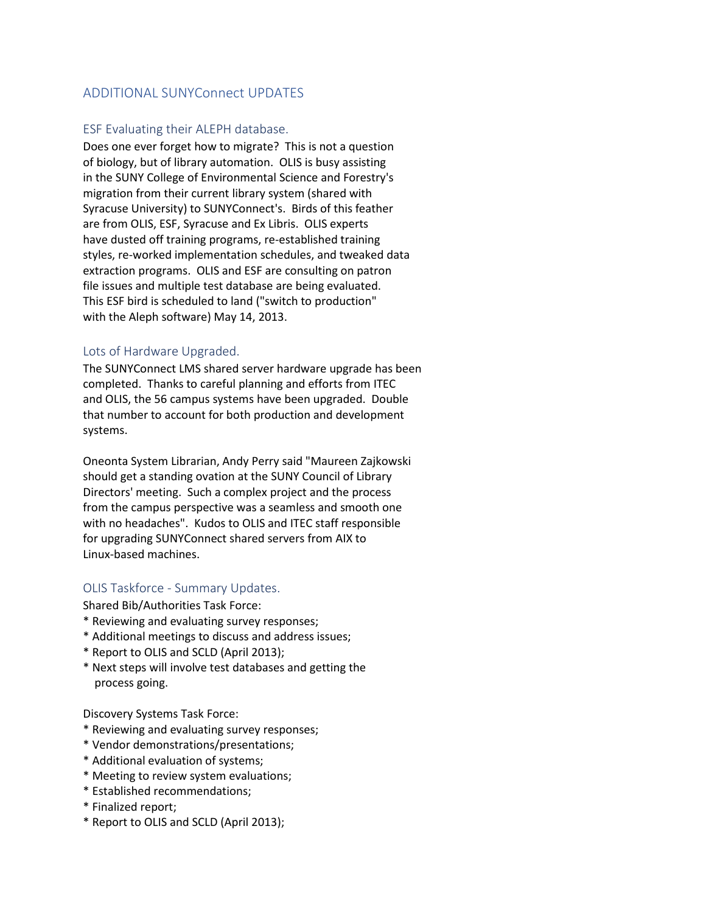## ADDITIONAL SUNYConnect UPDATES

### ESF Evaluating their ALEPH database.

Does one ever forget how to migrate? This is not a question of biology, but of library automation. OLIS is busy assisting in the SUNY College of Environmental Science and Forestry's migration from their current library system (shared with Syracuse University) to SUNYConnect's. Birds of this feather are from OLIS, ESF, Syracuse and Ex Libris. OLIS experts have dusted off training programs, re-established training styles, re-worked implementation schedules, and tweaked data extraction programs. OLIS and ESF are consulting on patron file issues and multiple test database are being evaluated. This ESF bird is scheduled to land ("switch to production" with the Aleph software) May 14, 2013.

### Lots of Hardware Upgraded.

The SUNYConnect LMS shared server hardware upgrade has been completed. Thanks to careful planning and efforts from ITEC and OLIS, the 56 campus systems have been upgraded. Double that number to account for both production and development systems.

Oneonta System Librarian, Andy Perry said "Maureen Zajkowski should get a standing ovation at the SUNY Council of Library Directors' meeting. Such a complex project and the process from the campus perspective was a seamless and smooth one with no headaches". Kudos to OLIS and ITEC staff responsible for upgrading SUNYConnect shared servers from AIX to Linux-based machines.

### OLIS Taskforce - Summary Updates.

Shared Bib/Authorities Task Force:

* Reviewing and evaluating survey responses;
* Additional meetings to discuss and address issues;
* Report to OLIS and SCLD (April 2013);
* Next steps will involve test databases and getting the process going.

Discovery Systems Task Force:

* Reviewing and evaluating survey responses;
* Vendor demonstrations/presentations;
* Additional evaluation of systems;
* Meeting to review system evaluations;
* Established recommendations;
* Finalized report;
* Report to OLIS and SCLD (April 2013);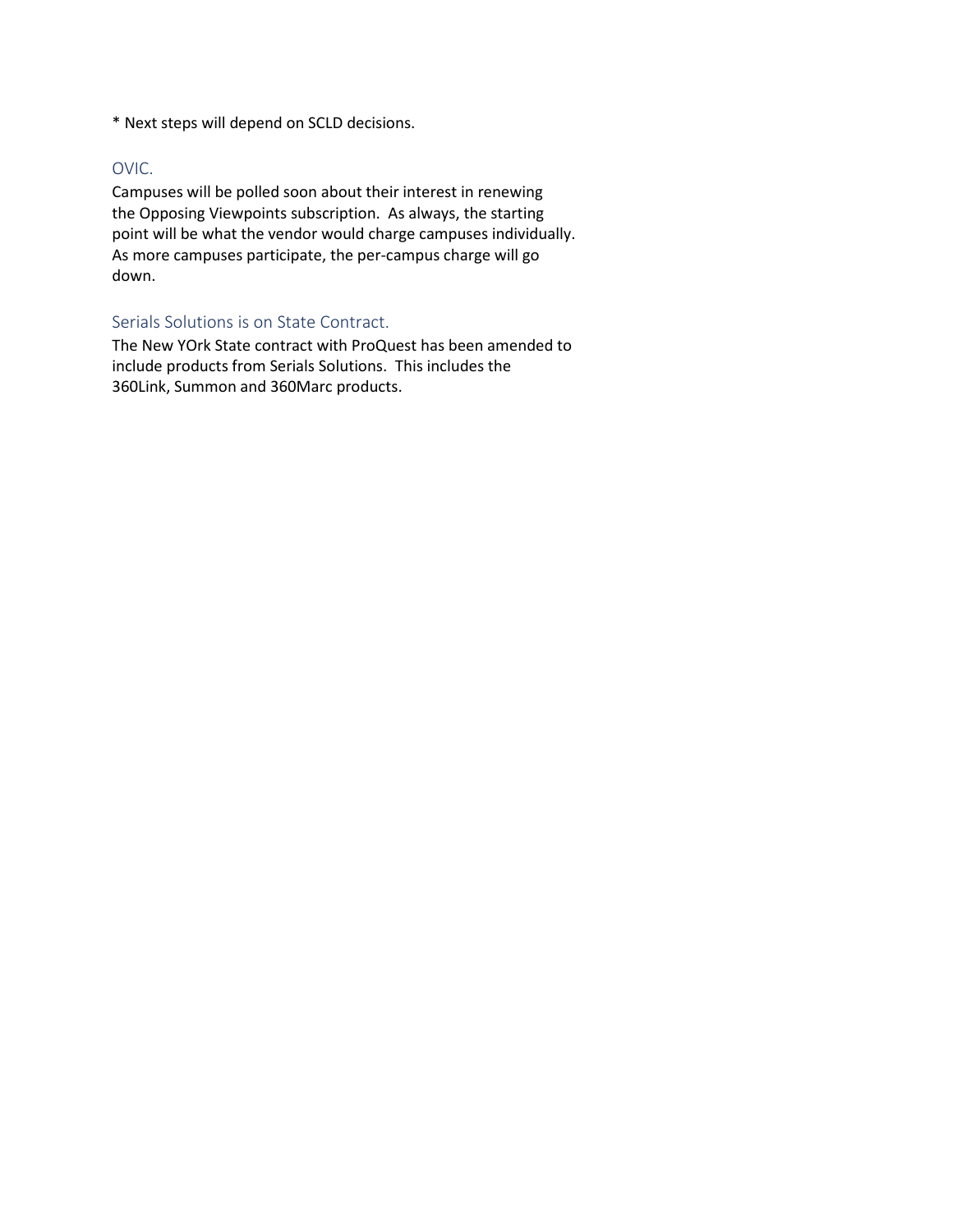* Next steps will depend on SCLD decisions.

## OVIC.

Campuses will be polled soon about their interest in renewing the Opposing Viewpoints subscription. As always, the starting point will be what the vendor would charge campuses individually. As more campuses participate, the per-campus charge will go down.

## Serials Solutions is on State Contract.

The New YOrk State contract with ProQuest has been amended to include products from Serials Solutions. This includes the 360Link, Summon and 360Marc products.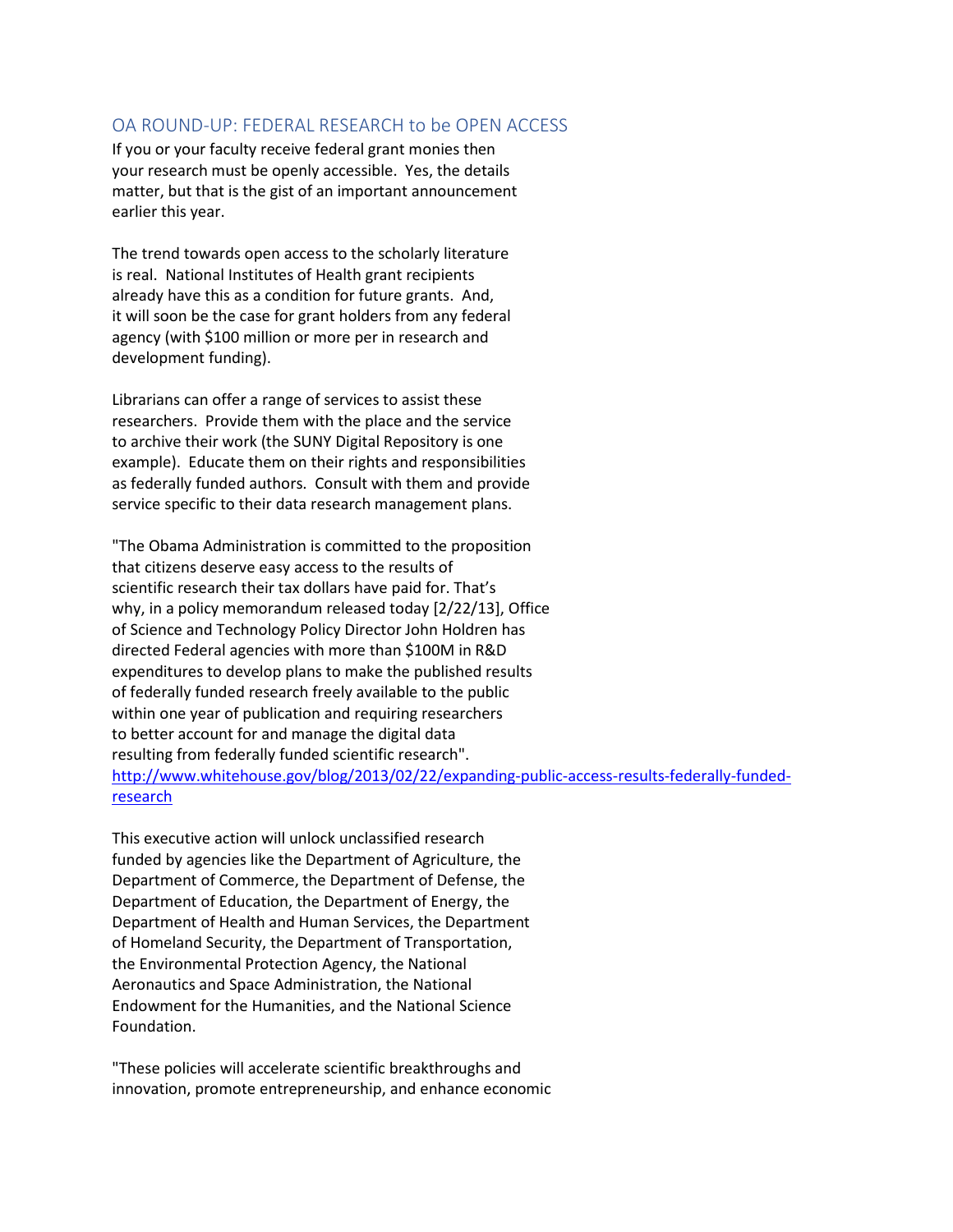## OA ROUND-UP: FEDERAL RESEARCH to be OPEN ACCESS

If you or your faculty receive federal grant monies then your research must be openly accessible. Yes, the details matter, but that is the gist of an important announcement earlier this year.

The trend towards open access to the scholarly literature is real. National Institutes of Health grant recipients already have this as a condition for future grants. And, it will soon be the case for grant holders from any federal agency (with $100 million or more per in research and development funding).

Librarians can offer a range of services to assist these researchers. Provide them with the place and the service to archive their work (the SUNY Digital Repository is one example). Educate them on their rights and responsibilities as federally funded authors. Consult with them and provide service specific to their data research management plans.

"The Obama Administration is committed to the proposition that citizens deserve easy access to the results of scientific research their tax dollars have paid for. That's why, in a policy memorandum released today [2/22/13], Office of Science and Technology Policy Director John Holdren has directed Federal agencies with more than $100M in R&D expenditures to develop plans to make the published results of federally funded research freely available to the public within one year of publication and requiring researchers to better account for and manage the digital data resulting from federally funded scientific research". [http://www.whitehouse.gov/blog/2013/02/22/expanding-public-access-results-federally-funded-research](http://www.whitehouse.gov/blog/2013/02/22/expanding-public-access-results-federally-funded-research)

This executive action will unlock unclassified research funded by agencies like the Department of Agriculture, the Department of Commerce, the Department of Defense, the Department of Education, the Department of Energy, the Department of Health and Human Services, the Department of Homeland Security, the Department of Transportation, the Environmental Protection Agency, the National Aeronautics and Space Administration, the National Endowment for the Humanities, and the National Science Foundation.

"These policies will accelerate scientific breakthroughs and innovation, promote entrepreneurship, and enhance economic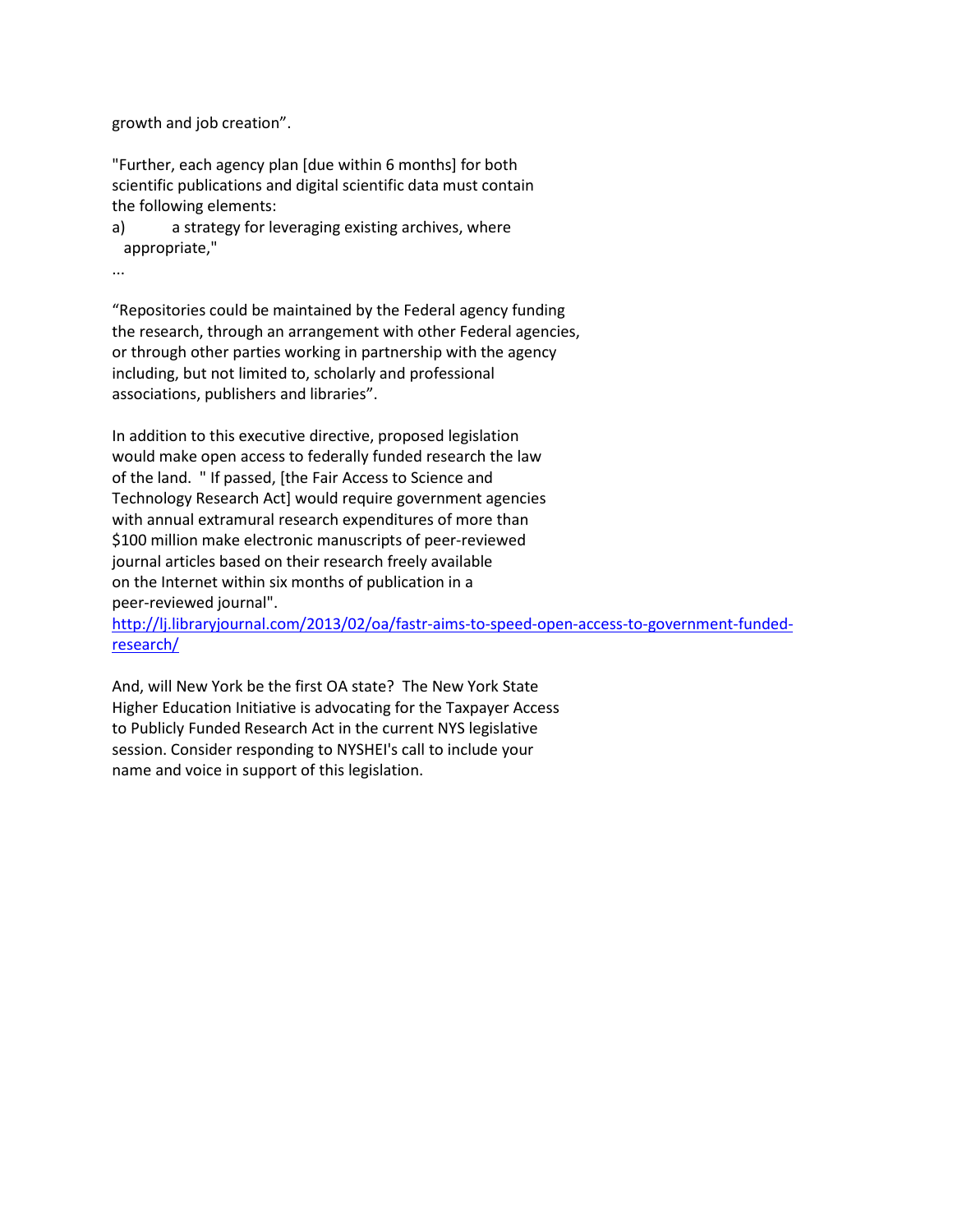growth and job creation”.

"Further, each agency plan [due within 6 months] for both scientific publications and digital scientific data must contain the following elements:

a) a strategy for leveraging existing archives, where appropriate,"

...

“Repositories could be maintained by the Federal agency funding the research, through an arrangement with other Federal agencies, or through other parties working in partnership with the agency including, but not limited to, scholarly and professional associations, publishers and libraries”.

In addition to this executive directive, proposed legislation would make open access to federally funded research the law of the land. " If passed, [the Fair Access to Science and Technology Research Act] would require government agencies with annual extramural research expenditures of more than $100 million make electronic manuscripts of peer-reviewed journal articles based on their research freely available on the Internet within six months of publication in a peer-reviewed journal". http://lj.libraryjournal.com/2013/02/oa/fastr-aims-to-speed-open-access-to-government-funded-research/

And, will New York be the first OA state? The New York State Higher Education Initiative is advocating for the Taxpayer Access to Publicly Funded Research Act in the current NYS legislative session. Consider responding to NYSHEI's call to include your name and voice in support of this legislation.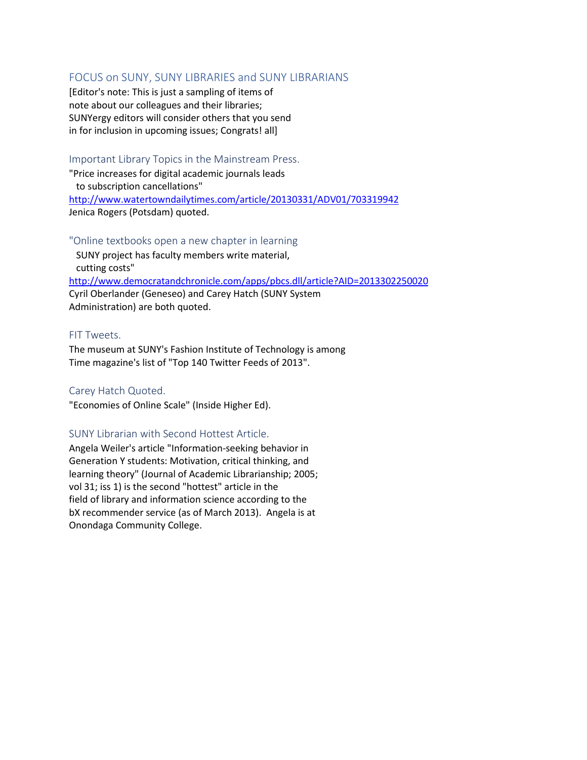## FOCUS on SUNY, SUNY LIBRARIES and SUNY LIBRARIANS

[Editor's note: This is just a sampling of items of note about our colleagues and their libraries; SUNYergy editors will consider others that you send in for inclusion in upcoming issues; Congrats! all]

### Important Library Topics in the Mainstream Press.

"Price increases for digital academic journals leads to subscription cancellations"

http://www.watertowndailytimes.com/article/20130331/ADV01/703319942

Jenica Rogers (Potsdam) quoted.

### "Online textbooks open a new chapter in learning

SUNY project has faculty members write material, cutting costs"

http://www.democratandchronicle.com/apps/pbcs.dll/article?AID=2013302250020

Cyril Oberlander (Geneseo) and Carey Hatch (SUNY System Administration) are both quoted.

### FIT Tweets.

The museum at SUNY's Fashion Institute of Technology is among Time magazine's list of "Top 140 Twitter Feeds of 2013".

### Carey Hatch Quoted.

"Economies of Online Scale" (Inside Higher Ed).

### SUNY Librarian with Second Hottest Article.

Angela Weiler's article "Information-seeking behavior in Generation Y students: Motivation, critical thinking, and learning theory" (Journal of Academic Librarianship; 2005; vol 31; iss 1) is the second "hottest" article in the field of library and information science according to the bX recommender service (as of March 2013). Angela is at Onondaga Community College.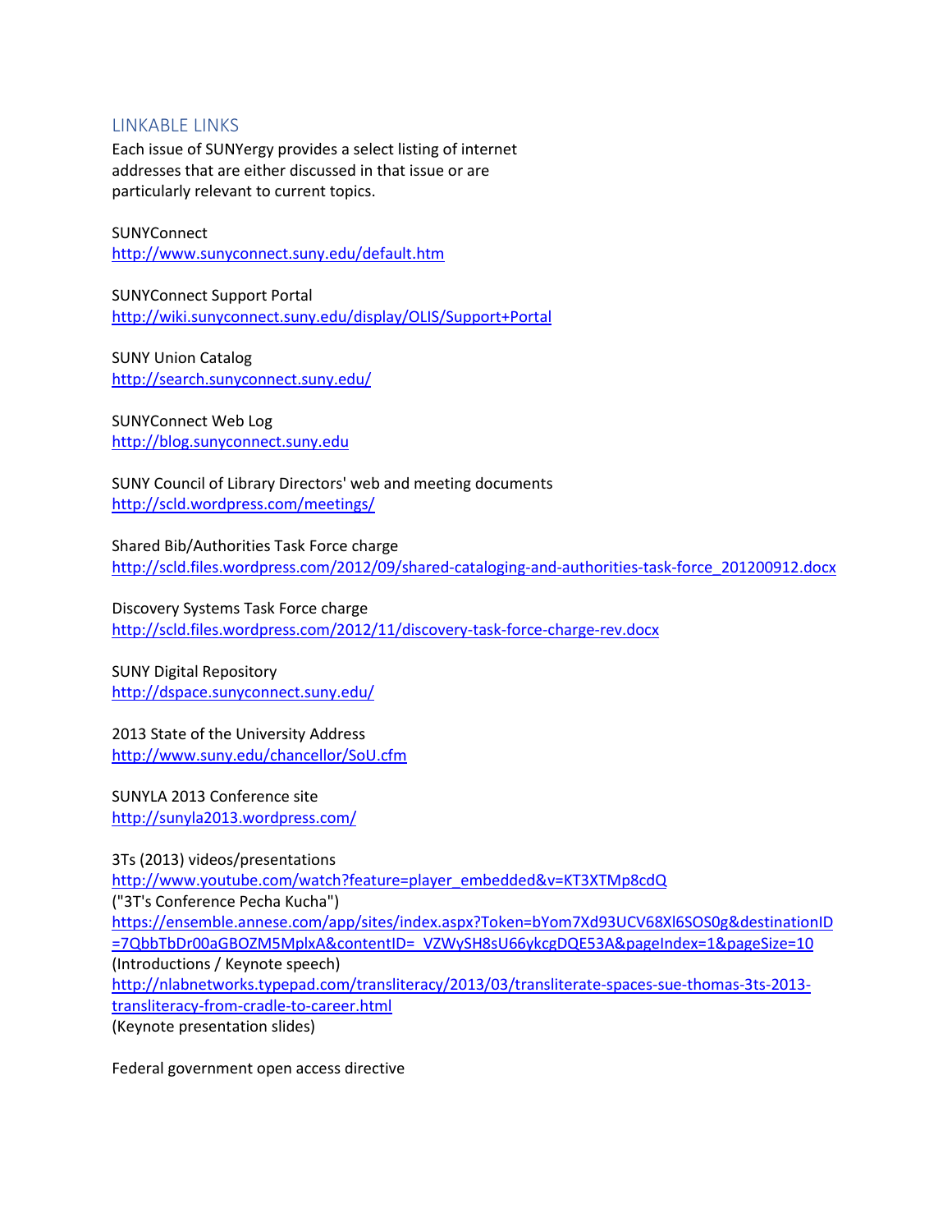## LINKABLE LINKS

Each issue of SUNYergy provides a select listing of internet addresses that are either discussed in that issue or are particularly relevant to current topics.

SUNYConnect
http://www.sunyconnect.suny.edu/default.htm

SUNYConnect Support Portal
http://wiki.sunyconnect.suny.edu/display/OLIS/Support+Portal

SUNY Union Catalog
http://search.sunyconnect.suny.edu/

SUNYConnect Web Log
http://blog.sunyconnect.suny.edu

SUNY Council of Library Directors' web and meeting documents
http://scld.wordpress.com/meetings/

Shared Bib/Authorities Task Force charge
http://scld.files.wordpress.com/2012/09/shared-cataloging-and-authorities-task-force_201200912.docx

Discovery Systems Task Force charge
http://scld.files.wordpress.com/2012/11/discovery-task-force-charge-rev.docx

SUNY Digital Repository
http://dspace.sunyconnect.suny.edu/

2013 State of the University Address
http://www.suny.edu/chancellor/SoU.cfm

SUNYLA 2013 Conference site
http://sunyla2013.wordpress.com/

3Ts (2013) videos/presentations
http://www.youtube.com/watch?feature=player_embedded&v=KT3XTMp8cdQ
("3T's Conference Pecha Kucha")
https://ensemble.annese.com/app/sites/index.aspx?Token=bYom7Xd93UCV68Xl6SOS0g&destinationID=7QbbTbDr00aGBOZM5MplxA&contentID=_VZWySH8sU66ykcgDQE53A&pageIndex=1&pageSize=10
(Introductions / Keynote speech)
http://nlabnetworks.typepad.com/transliteracy/2013/03/transliterate-spaces-sue-thomas-3ts-2013-transliteracy-from-cradle-to-career.html
(Keynote presentation slides)

Federal government open access directive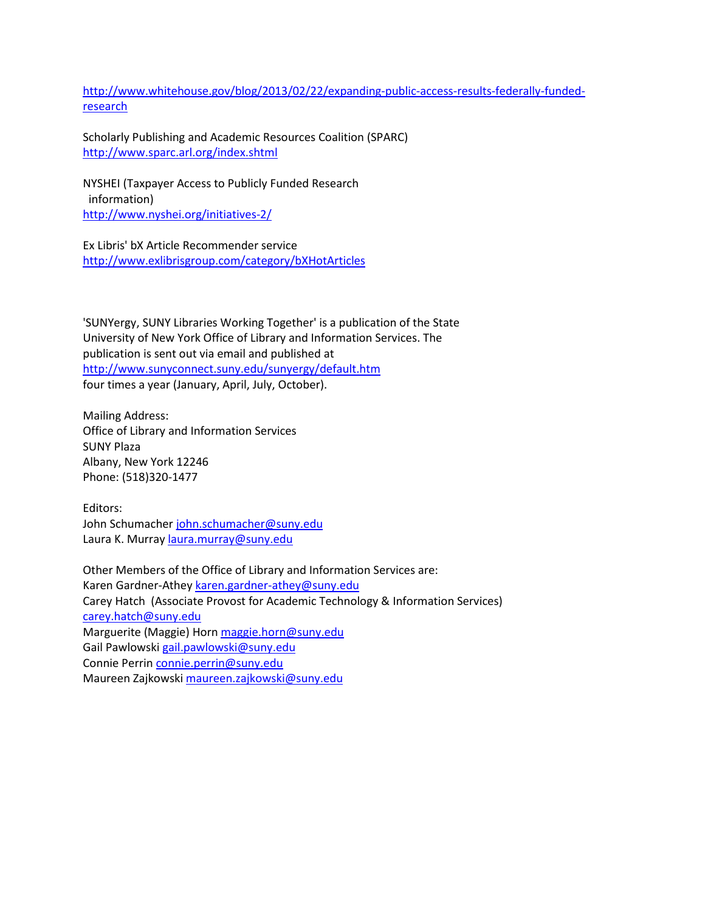http://www.whitehouse.gov/blog/2013/02/22/expanding-public-access-results-federally-funded-research

Scholarly Publishing and Academic Resources Coalition (SPARC)
http://www.sparc.arl.org/index.shtml

NYSHEI (Taxpayer Access to Publicly Funded Research information)
http://www.nyshei.org/initiatives-2/

Ex Libris' bX Article Recommender service
http://www.exlibrisgroup.com/category/bXHotArticles

'SUNYergy, SUNY Libraries Working Together' is a publication of the State University of New York Office of Library and Information Services. The publication is sent out via email and published at http://www.sunyconnect.suny.edu/sunyergy/default.htm four times a year (January, April, July, October).

Mailing Address:
Office of Library and Information Services
SUNY Plaza
Albany, New York 12246
Phone: (518)320-1477

Editors:
John Schumacher john.schumacher@suny.edu
Laura K. Murray laura.murray@suny.edu

Other Members of the Office of Library and Information Services are:
Karen Gardner-Athey karen.gardner-athey@suny.edu
Carey Hatch (Associate Provost for Academic Technology & Information Services) carey.hatch@suny.edu
Marguerite (Maggie) Horn maggie.horn@suny.edu
Gail Pawlowski gail.pawlowski@suny.edu
Connie Perrin connie.perrin@suny.edu
Maureen Zajkowski maureen.zajkowski@suny.edu